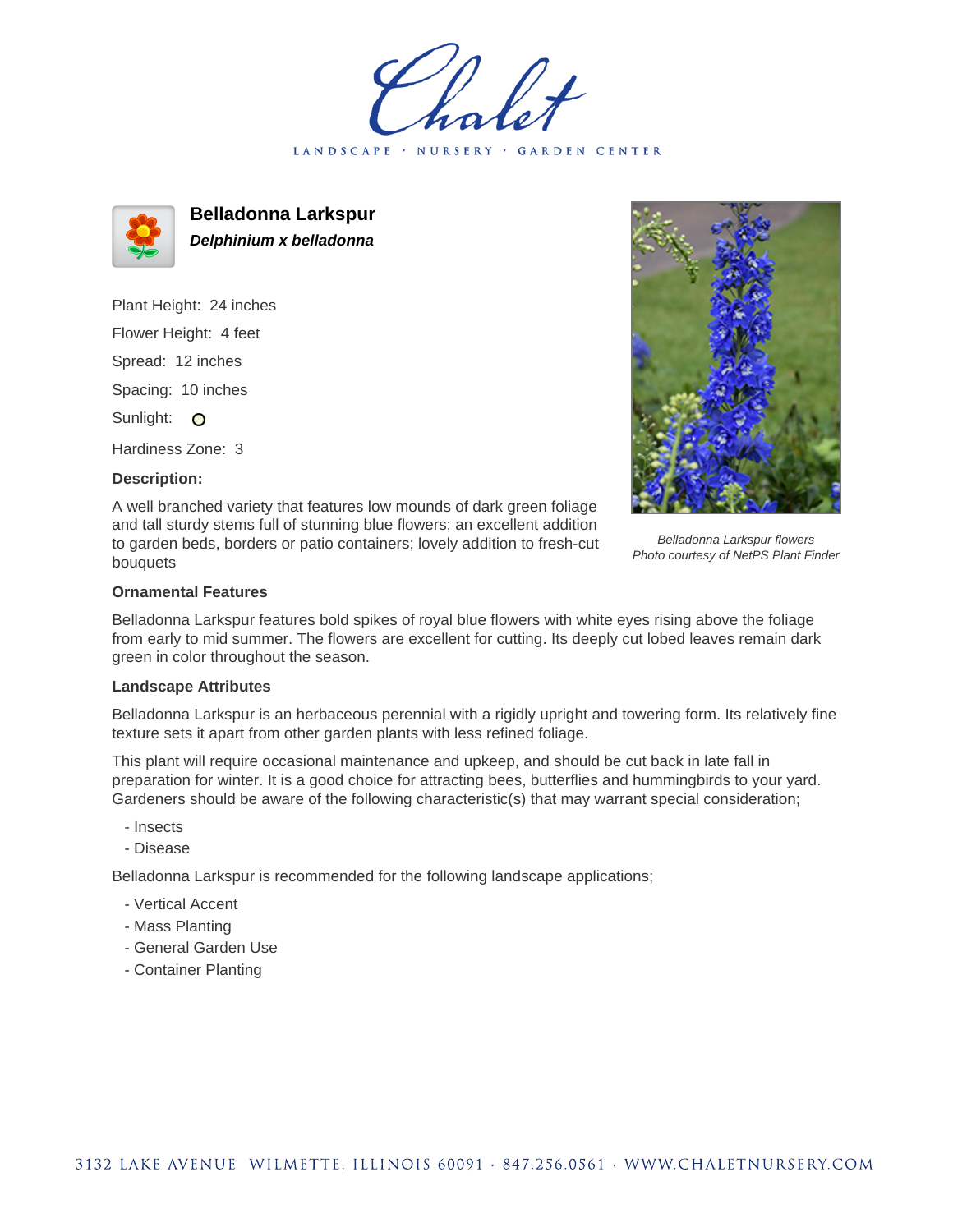# Belladonna Larkspur

***Delphinium x belladonna***

Plant Height: 24 inches

Flower Height: 4 feet

Spread: 12 inches

Spacing: 10 inches

Sunlight: O

Hardiness Zone: 3

**Description:**

A well branched variety that features low mounds of dark green foliage and tall sturdy stems full of stunning blue flowers; an excellent addition to garden beds, borders or patio containers; lovely addition to fresh-cut bouquets

*Belladonna Larkspur flowers*
*Photo courtesy of NetPS Plant Finder*

### Ornamental Features

Belladonna Larkspur features bold spikes of royal blue flowers with white eyes rising above the foliage from early to mid summer. The flowers are excellent for cutting. Its deeply cut lobed leaves remain dark green in color throughout the season.

### Landscape Attributes

Belladonna Larkspur is an herbaceous perennial with a rigidly upright and towering form. Its relatively fine texture sets it apart from other garden plants with less refined foliage.

This plant will require occasional maintenance and upkeep, and should be cut back in late fall in preparation for winter. It is a good choice for attracting bees, butterflies and hummingbirds to your yard. Gardeners should be aware of the following characteristic(s) that may warrant special consideration;

- Insects
- Disease

Belladonna Larkspur is recommended for the following landscape applications;

- Vertical Accent
- Mass Planting
- General Garden Use
- Container Planting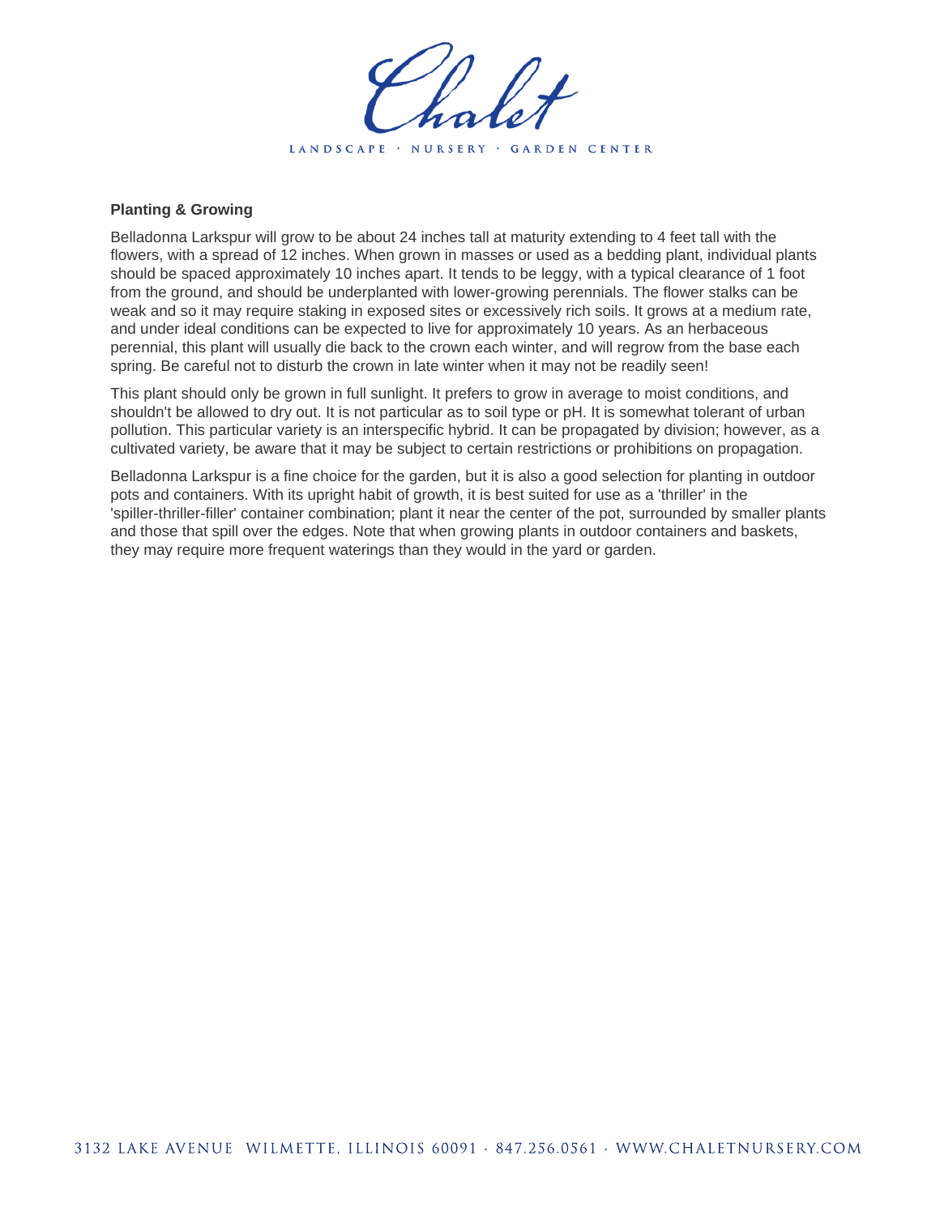**Planting & Growing**

Belladonna Larkspur will grow to be about 24 inches tall at maturity extending to 4 feet tall with the flowers, with a spread of 12 inches. When grown in masses or used as a bedding plant, individual plants should be spaced approximately 10 inches apart. It tends to be leggy, with a typical clearance of 1 foot from the ground, and should be underplanted with lower-growing perennials. The flower stalks can be weak and so it may require staking in exposed sites or excessively rich soils. It grows at a medium rate, and under ideal conditions can be expected to live for approximately 10 years. As an herbaceous perennial, this plant will usually die back to the crown each winter, and will regrow from the base each spring. Be careful not to disturb the crown in late winter when it may not be readily seen!

This plant should only be grown in full sunlight. It prefers to grow in average to moist conditions, and shouldn't be allowed to dry out. It is not particular as to soil type or pH. It is somewhat tolerant of urban pollution. This particular variety is an interspecific hybrid. It can be propagated by division; however, as a cultivated variety, be aware that it may be subject to certain restrictions or prohibitions on propagation.

Belladonna Larkspur is a fine choice for the garden, but it is also a good selection for planting in outdoor pots and containers. With its upright habit of growth, it is best suited for use as a 'thriller' in the 'spiller-thriller-filler' container combination; plant it near the center of the pot, surrounded by smaller plants and those that spill over the edges. Note that when growing plants in outdoor containers and baskets, they may require more frequent waterings than they would in the yard or garden.